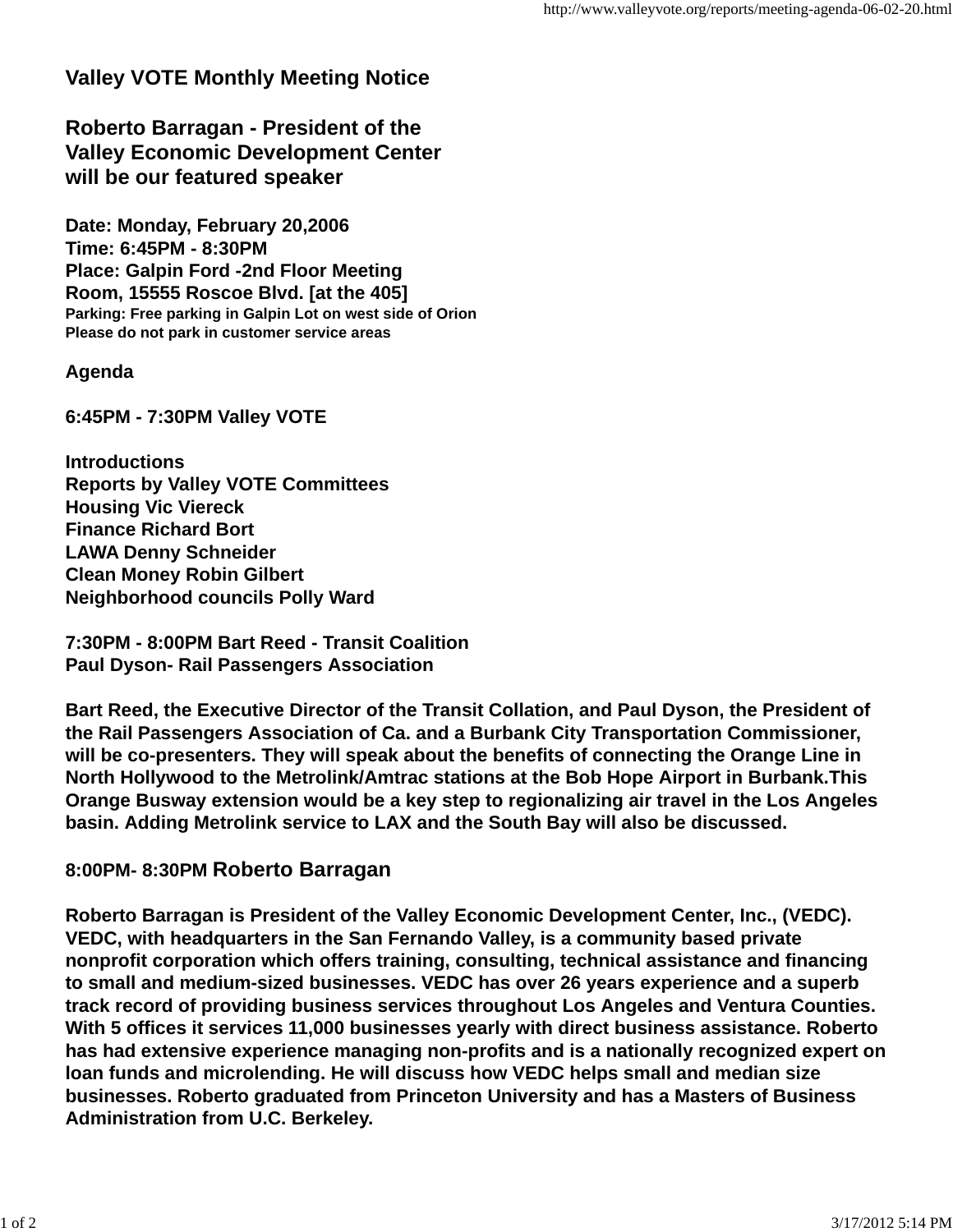# Valley VOTE Monthly Meeting Notice

## Roberto Barragan - President of the Valley Economic Development Center will be our featured speaker

**Date: Monday, February 20,2006**
**Time: 6:45PM - 8:30PM**
**Place: Galpin Ford -2nd Floor Meeting Room, 15555 Roscoe Blvd. [at the 405]**
**Parking: Free parking in Galpin Lot on west side of Orion**
**Please do not park in customer service areas**

**Agenda**

**6:45PM - 7:30PM Valley VOTE**

**Introductions**
**Reports by Valley VOTE Committees**
**Housing Vic Viereck**
**Finance Richard Bort**
**LAWA Denny Schneider**
**Clean Money Robin Gilbert**
**Neighborhood councils Polly Ward**

**7:30PM - 8:00PM Bart Reed - Transit Coalition**
**Paul Dyson- Rail Passengers Association**

**Bart Reed, the Executive Director of the Transit Collation, and Paul Dyson, the President of the Rail Passengers Association of Ca. and a Burbank City Transportation Commissioner, will be co-presenters. They will speak about the benefits of connecting the Orange Line in North Hollywood to the Metrolink/Amtrac stations at the Bob Hope Airport in Burbank.This Orange Busway extension would be a key step to regionalizing air travel in the Los Angeles basin. Adding Metrolink service to LAX and the South Bay will also be discussed.**

**8:00PM- 8:30PM Roberto Barragan**

**Roberto Barragan is President of the Valley Economic Development Center, Inc., (VEDC). VEDC, with headquarters in the San Fernando Valley, is a community based private nonprofit corporation which offers training, consulting, technical assistance and financing to small and medium-sized businesses. VEDC has over 26 years experience and a superb track record of providing business services throughout Los Angeles and Ventura Counties. With 5 offices it services 11,000 businesses yearly with direct business assistance. Roberto has had extensive experience managing non-profits and is a nationally recognized expert on loan funds and microlending. He will discuss how VEDC helps small and median size businesses. Roberto graduated from Princeton University and has a Masters of Business Administration from U.C. Berkeley.**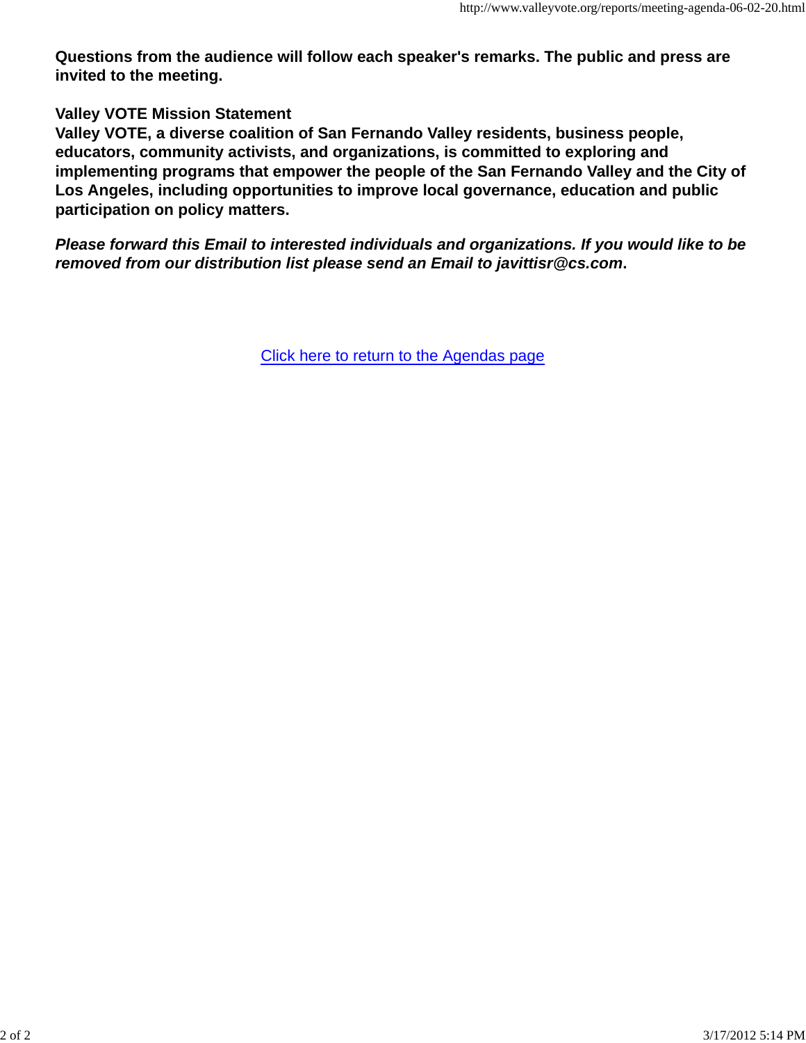**Questions from the audience will follow each speaker's remarks. The public and press are invited to the meeting.**

**Valley VOTE Mission Statement**
**Valley VOTE, a diverse coalition of San Fernando Valley residents, business people, educators, community activists, and organizations, is committed to exploring and implementing programs that empower the people of the San Fernando Valley and the City of Los Angeles, including opportunities to improve local governance, education and public participation on policy matters.**

***Please forward this Email to interested individuals and organizations. If you would like to be removed from our distribution list please send an Email to javittisr@cs.com*.**

Click here to return to the Agendas page